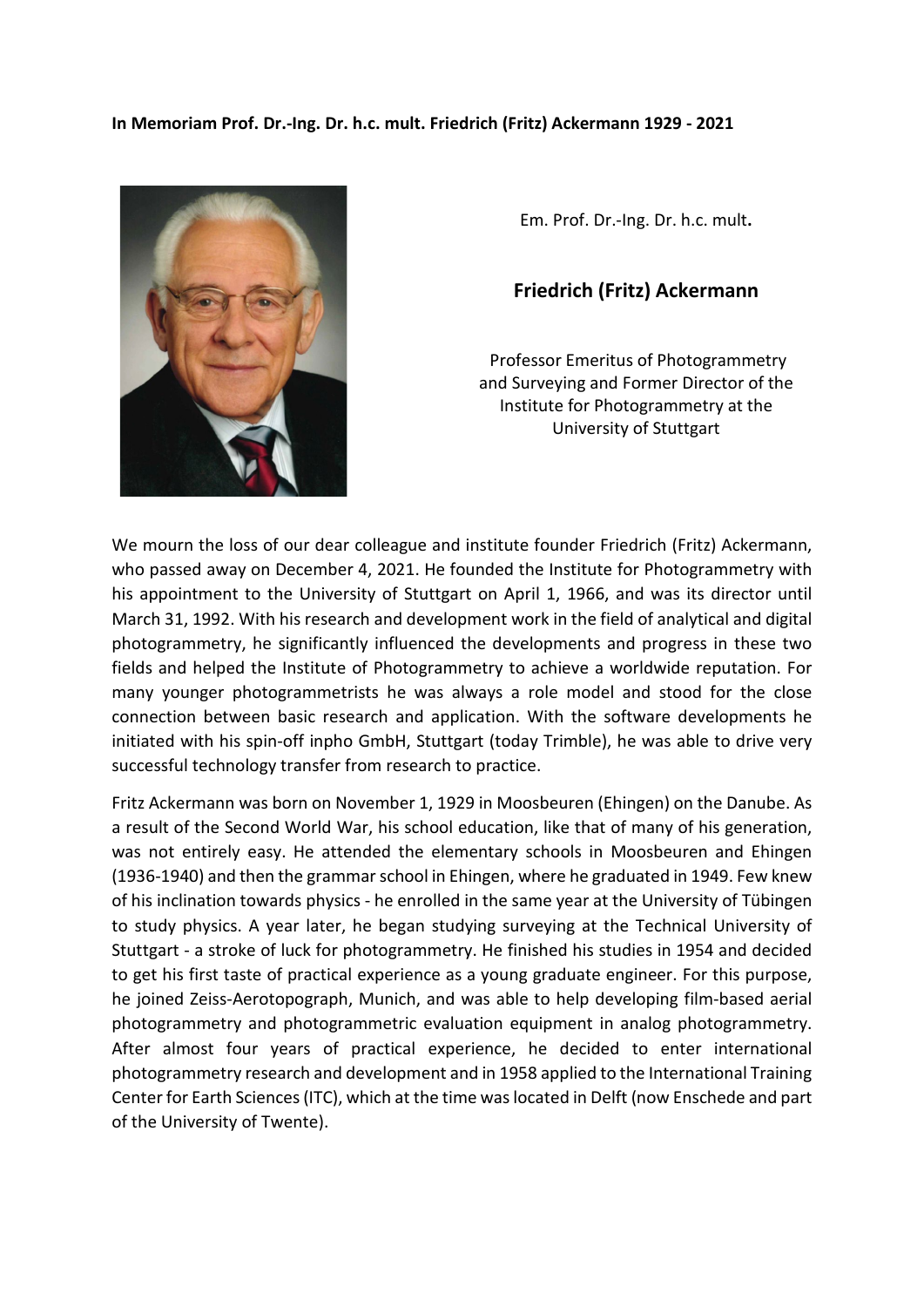**In Memoriam Prof. Dr.-Ing. Dr. h.c. mult. Friedrich (Fritz) Ackermann 1929 - 2021**

Em. Prof. Dr.-Ing. Dr. h.c. mult**.**

## Friedrich (Fritz) Ackermann

Professor Emeritus of Photogrammetry and Surveying and Former Director of the Institute for Photogrammetry at the University of Stuttgart

We mourn the loss of our dear colleague and institute founder Friedrich (Fritz) Ackermann, who passed away on December 4, 2021. He founded the Institute for Photogrammetry with his appointment to the University of Stuttgart on April 1, 1966, and was its director until March 31, 1992. With his research and development work in the field of analytical and digital photogrammetry, he significantly influenced the developments and progress in these two fields and helped the Institute of Photogrammetry to achieve a worldwide reputation. For many younger photogrammetrists he was always a role model and stood for the close connection between basic research and application. With the software developments he initiated with his spin-off inpho GmbH, Stuttgart (today Trimble), he was able to drive very successful technology transfer from research to practice.

Fritz Ackermann was born on November 1, 1929 in Moosbeuren (Ehingen) on the Danube. As a result of the Second World War, his school education, like that of many of his generation, was not entirely easy. He attended the elementary schools in Moosbeuren and Ehingen (1936-1940) and then the grammar school in Ehingen, where he graduated in 1949. Few knew of his inclination towards physics - he enrolled in the same year at the University of Tübingen to study physics. A year later, he began studying surveying at the Technical University of Stuttgart - a stroke of luck for photogrammetry. He finished his studies in 1954 and decided to get his first taste of practical experience as a young graduate engineer. For this purpose, he joined Zeiss-Aerotopograph, Munich, and was able to help developing film-based aerial photogrammetry and photogrammetric evaluation equipment in analog photogrammetry. After almost four years of practical experience, he decided to enter international photogrammetry research and development and in 1958 applied to the International Training Center for Earth Sciences (ITC), which at the time was located in Delft (now Enschede and part of the University of Twente).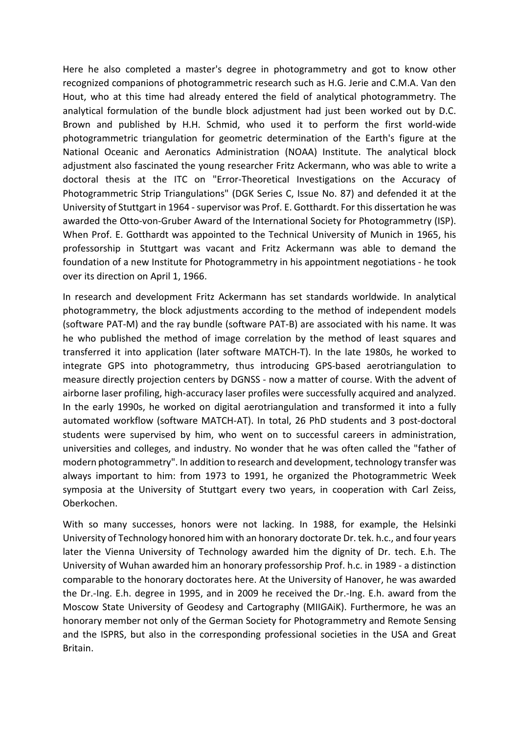Here he also completed a master's degree in photogrammetry and got to know other recognized companions of photogrammetric research such as H.G. Jerie and C.M.A. Van den Hout, who at this time had already entered the field of analytical photogrammetry. The analytical formulation of the bundle block adjustment had just been worked out by D.C. Brown and published by H.H. Schmid, who used it to perform the first world-wide photogrammetric triangulation for geometric determination of the Earth's figure at the National Oceanic and Aeronatics Administration (NOAA) Institute. The analytical block adjustment also fascinated the young researcher Fritz Ackermann, who was able to write a doctoral thesis at the ITC on "Error-Theoretical Investigations on the Accuracy of Photogrammetric Strip Triangulations" (DGK Series C, Issue No. 87) and defended it at the University of Stuttgart in 1964 - supervisor was Prof. E. Gotthardt. For this dissertation he was awarded the Otto-von-Gruber Award of the International Society for Photogrammetry (ISP). When Prof. E. Gotthardt was appointed to the Technical University of Munich in 1965, his professorship in Stuttgart was vacant and Fritz Ackermann was able to demand the foundation of a new Institute for Photogrammetry in his appointment negotiations - he took over its direction on April 1, 1966.

In research and development Fritz Ackermann has set standards worldwide. In analytical photogrammetry, the block adjustments according to the method of independent models (software PAT-M) and the ray bundle (software PAT-B) are associated with his name. It was he who published the method of image correlation by the method of least squares and transferred it into application (later software MATCH-T). In the late 1980s, he worked to integrate GPS into photogrammetry, thus introducing GPS-based aerotriangulation to measure directly projection centers by DGNSS - now a matter of course. With the advent of airborne laser profiling, high-accuracy laser profiles were successfully acquired and analyzed. In the early 1990s, he worked on digital aerotriangulation and transformed it into a fully automated workflow (software MATCH-AT). In total, 26 PhD students and 3 post-doctoral students were supervised by him, who went on to successful careers in administration, universities and colleges, and industry. No wonder that he was often called the "father of modern photogrammetry". In addition to research and development, technology transfer was always important to him: from 1973 to 1991, he organized the Photogrammetric Week symposia at the University of Stuttgart every two years, in cooperation with Carl Zeiss, Oberkochen.

With so many successes, honors were not lacking. In 1988, for example, the Helsinki University of Technology honored him with an honorary doctorate Dr. tek. h.c., and four years later the Vienna University of Technology awarded him the dignity of Dr. tech. E.h. The University of Wuhan awarded him an honorary professorship Prof. h.c. in 1989 - a distinction comparable to the honorary doctorates here. At the University of Hanover, he was awarded the Dr.-Ing. E.h. degree in 1995, and in 2009 he received the Dr.-Ing. E.h. award from the Moscow State University of Geodesy and Cartography (MIIGAiK). Furthermore, he was an honorary member not only of the German Society for Photogrammetry and Remote Sensing and the ISPRS, but also in the corresponding professional societies in the USA and Great Britain.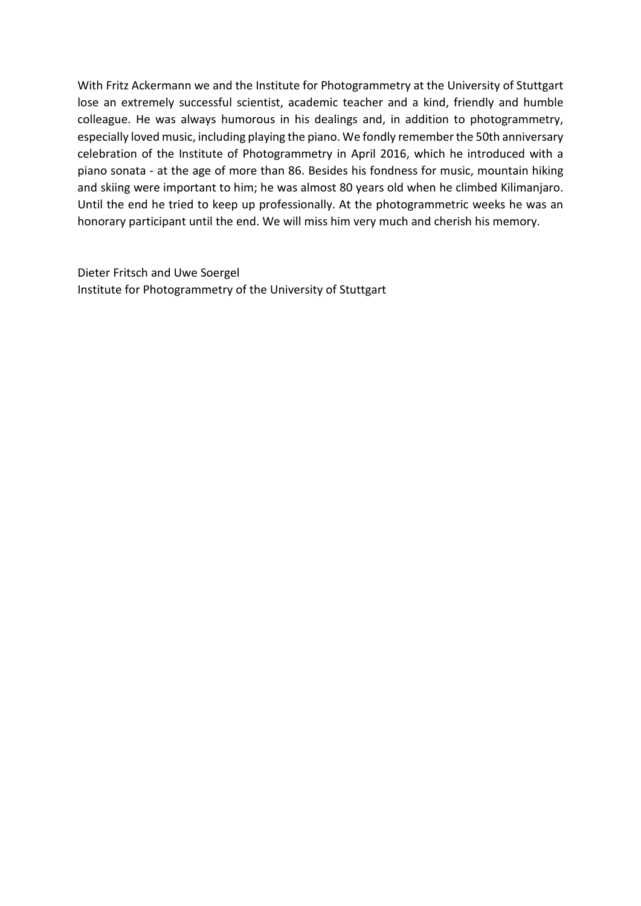With Fritz Ackermann we and the Institute for Photogrammetry at the University of Stuttgart lose an extremely successful scientist, academic teacher and a kind, friendly and humble colleague. He was always humorous in his dealings and, in addition to photogrammetry, especially loved music, including playing the piano. We fondly remember the 50th anniversary celebration of the Institute of Photogrammetry in April 2016, which he introduced with a piano sonata - at the age of more than 86. Besides his fondness for music, mountain hiking and skiing were important to him; he was almost 80 years old when he climbed Kilimanjaro. Until the end he tried to keep up professionally. At the photogrammetric weeks he was an honorary participant until the end. We will miss him very much and cherish his memory.

Dieter Fritsch and Uwe Soergel
Institute for Photogrammetry of the University of Stuttgart